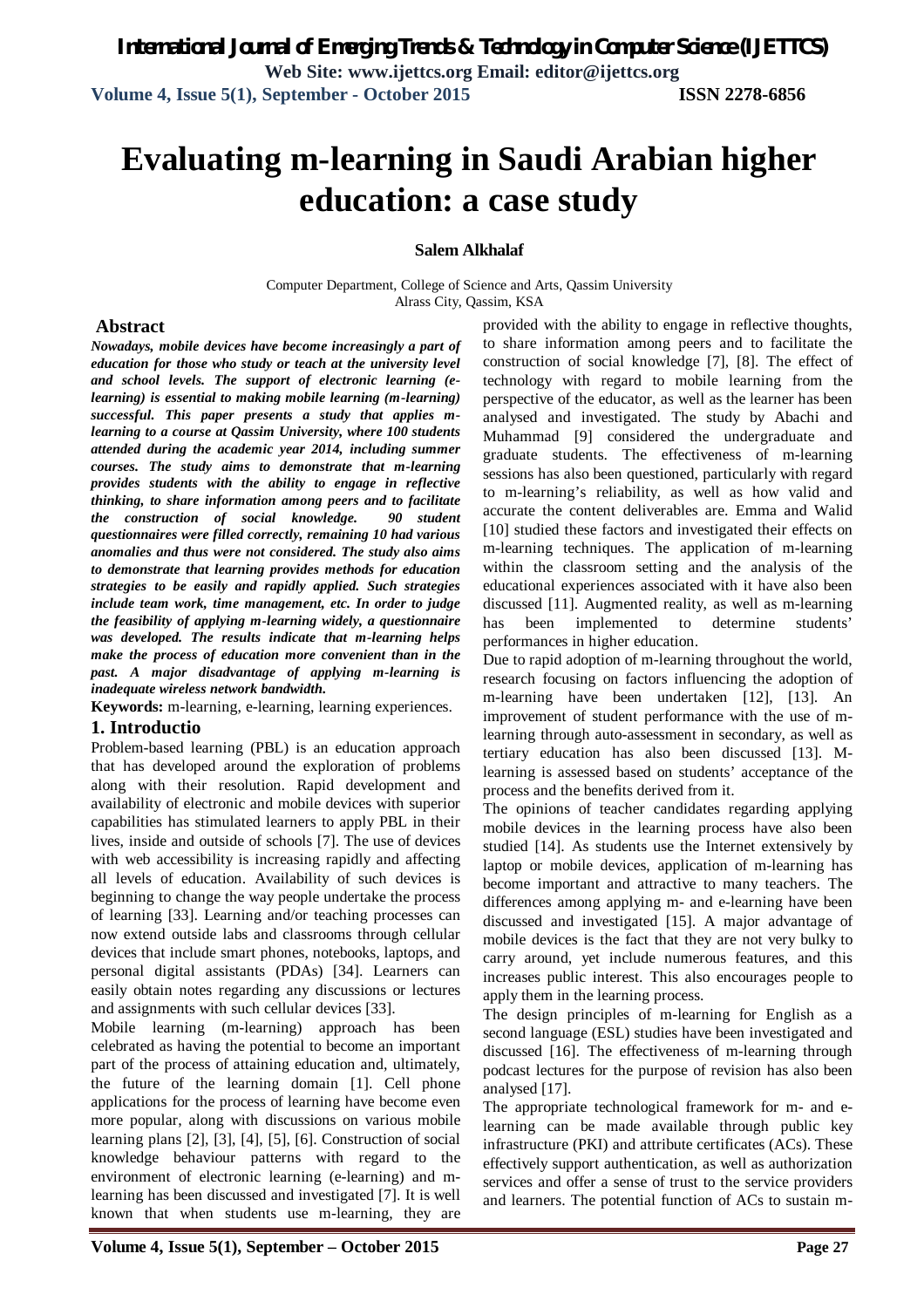# Evaluating m-learning in Saudi Arabian higher education: a case study

**Salem Alkhalaf**

Computer Department, College of Science and Arts, Qassim University
Alrass City, Qassim, KSA

## Abstract

***Nowadays, mobile devices have become increasingly a part of education for those who study or teach at the university level and school levels. The support of electronic learning (e-learning) is essential to making mobile learning (m-learning) successful. This paper presents a study that applies m-learning to a course at Qassim University, where 100 students attended during the academic year 2014, including summer courses. The study aims to demonstrate that m-learning provides students with the ability to engage in reflective thinking, to share information among peers and to facilitate the construction of social knowledge. 90 student questionnaires were filled correctly, remaining 10 had various anomalies and thus were not considered. The study also aims to demonstrate that learning provides methods for education strategies to be easily and rapidly applied. Such strategies include team work, time management, etc. In order to judge the feasibility of applying m-learning widely, a questionnaire was developed. The results indicate that m-learning helps make the process of education more convenient than in the past. A major disadvantage of applying m-learning is inadequate wireless network bandwidth.***

**Keywords:** m-learning, e-learning, learning experiences.

## 1. Introductio

Problem-based learning (PBL) is an education approach that has developed around the exploration of problems along with their resolution. Rapid development and availability of electronic and mobile devices with superior capabilities has stimulated learners to apply PBL in their lives, inside and outside of schools [7]. The use of devices with web accessibility is increasing rapidly and affecting all levels of education. Availability of such devices is beginning to change the way people undertake the process of learning [33]. Learning and/or teaching processes can now extend outside labs and classrooms through cellular devices that include smart phones, notebooks, laptops, and personal digital assistants (PDAs) [34]. Learners can easily obtain notes regarding any discussions or lectures and assignments with such cellular devices [33].

Mobile learning (m-learning) approach has been celebrated as having the potential to become an important part of the process of attaining education and, ultimately, the future of the learning domain [1]. Cell phone applications for the process of learning have become even more popular, along with discussions on various mobile learning plans [2], [3], [4], [5], [6]. Construction of social knowledge behaviour patterns with regard to the environment of electronic learning (e-learning) and m-learning has been discussed and investigated [7]. It is well known that when students use m-learning, they are provided with the ability to engage in reflective thoughts, to share information among peers and to facilitate the construction of social knowledge [7], [8]. The effect of technology with regard to mobile learning from the perspective of the educator, as well as the learner has been analysed and investigated. The study by Abachi and Muhammad [9] considered the undergraduate and graduate students. The effectiveness of m-learning sessions has also been questioned, particularly with regard to m-learning's reliability, as well as how valid and accurate the content deliverables are. Emma and Walid [10] studied these factors and investigated their effects on m-learning techniques. The application of m-learning within the classroom setting and the analysis of the educational experiences associated with it have also been discussed [11]. Augmented reality, as well as m-learning has been implemented to determine students' performances in higher education.

Due to rapid adoption of m-learning throughout the world, research focusing on factors influencing the adoption of m-learning have been undertaken [12], [13]. An improvement of student performance with the use of m-learning through auto-assessment in secondary, as well as tertiary education has also been discussed [13]. M-learning is assessed based on students' acceptance of the process and the benefits derived from it.

The opinions of teacher candidates regarding applying mobile devices in the learning process have also been studied [14]. As students use the Internet extensively by laptop or mobile devices, application of m-learning has become important and attractive to many teachers. The differences among applying m- and e-learning have been discussed and investigated [15]. A major advantage of mobile devices is the fact that they are not very bulky to carry around, yet include numerous features, and this increases public interest. This also encourages people to apply them in the learning process.

The design principles of m-learning for English as a second language (ESL) studies have been investigated and discussed [16]. The effectiveness of m-learning through podcast lectures for the purpose of revision has also been analysed [17].

The appropriate technological framework for m- and e-learning can be made available through public key infrastructure (PKI) and attribute certificates (ACs). These effectively support authentication, as well as authorization services and offer a sense of trust to the service providers and learners. The potential function of ACs to sustain m-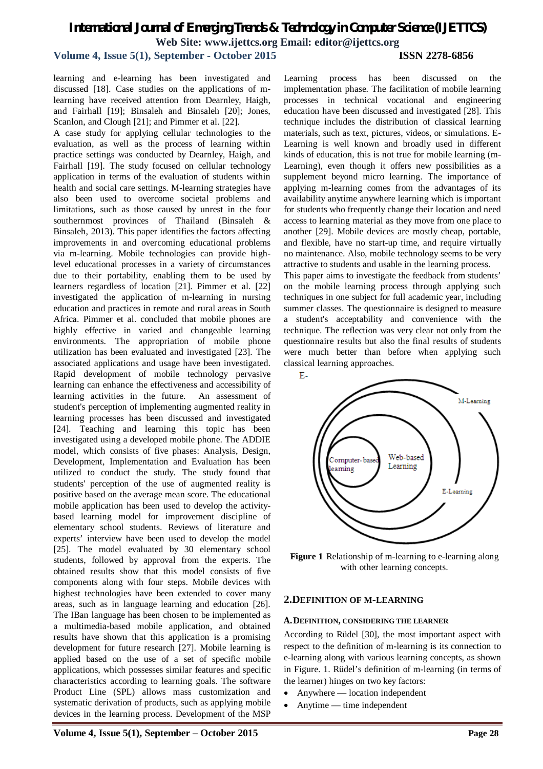learning and e-learning has been investigated and discussed [18]. Case studies on the applications of m-learning have received attention from Dearnley, Haigh, and Fairhall [19]; Binsaleh and Binsaleh [20]; Jones, Scanlon, and Clough [21]; and Pimmer et al. [22].

A case study for applying cellular technologies to the evaluation, as well as the process of learning within practice settings was conducted by Dearnley, Haigh, and Fairhall [19]. The study focused on cellular technology application in terms of the evaluation of students within health and social care settings. M-learning strategies have also been used to overcome societal problems and limitations, such as those caused by unrest in the four southernmost provinces of Thailand (Binsaleh & Binsaleh, 2013). This paper identifies the factors affecting improvements in and overcoming educational problems via m-learning. Mobile technologies can provide high-level educational processes in a variety of circumstances due to their portability, enabling them to be used by learners regardless of location [21]. Pimmer et al. [22] investigated the application of m-learning in nursing education and practices in remote and rural areas in South Africa. Pimmer et al. concluded that mobile phones are highly effective in varied and changeable learning environments. The appropriation of mobile phone utilization has been evaluated and investigated [23]. The associated applications and usage have been investigated. Rapid development of mobile technology pervasive learning can enhance the effectiveness and accessibility of learning activities in the future. An assessment of student's perception of implementing augmented reality in learning processes has been discussed and investigated [24]. Teaching and learning this topic has been investigated using a developed mobile phone. The ADDIE model, which consists of five phases: Analysis, Design, Development, Implementation and Evaluation has been utilized to conduct the study. The study found that students' perception of the use of augmented reality is positive based on the average mean score. The educational mobile application has been used to develop the activity-based learning model for improvement discipline of elementary school students. Reviews of literature and experts' interview have been used to develop the model [25]. The model evaluated by 30 elementary school students, followed by approval from the experts. The obtained results show that this model consists of five components along with four steps. Mobile devices with highest technologies have been extended to cover many areas, such as in language learning and education [26]. The IBan language has been chosen to be implemented as a multimedia-based mobile application, and obtained results have shown that this application is a promising development for future research [27]. Mobile learning is applied based on the use of a set of specific mobile applications, which possesses similar features and specific characteristics according to learning goals. The software Product Line (SPL) allows mass customization and systematic derivation of products, such as applying mobile devices in the learning process. Development of the MSP Learning process has been discussed on the implementation phase. The facilitation of mobile learning processes in technical vocational and engineering education have been discussed and investigated [28]. This technique includes the distribution of classical learning materials, such as text, pictures, videos, or simulations. E-Learning is well known and broadly used in different kinds of education, this is not true for mobile learning (m-Learning), even though it offers new possibilities as a supplement beyond micro learning. The importance of applying m-learning comes from the advantages of its availability anytime anywhere learning which is important for students who frequently change their location and need access to learning material as they move from one place to another [29]. Mobile devices are mostly cheap, portable, and flexible, have no start-up time, and require virtually no maintenance. Also, mobile technology seems to be very attractive to students and usable in the learning process.

This paper aims to investigate the feedback from students' on the mobile learning process through applying such techniques in one subject for full academic year, including summer classes. The questionnaire is designed to measure a student's acceptability and convenience with the technique. The reflection was very clear not only from the questionnaire results but also the final results of students were much better than before when applying such classical learning approaches.

E-

M-Learning

Computer-based learning

Web-based Learning

E-Learning

**Figure 1** Relationship of m-learning to e-learning along with other learning concepts.

## 2. DEFINITION OF M-LEARNING

### A. DEFINITION, CONSIDERING THE LEARNER

According to Rüdel [30], the most important aspect with respect to the definition of m-learning is its connection to e-learning along with various learning concepts, as shown in Figure. 1. Rüdel's definition of m-learning (in terms of the learner) hinges on two key factors:

- Anywhere — location independent
- Anytime — time independent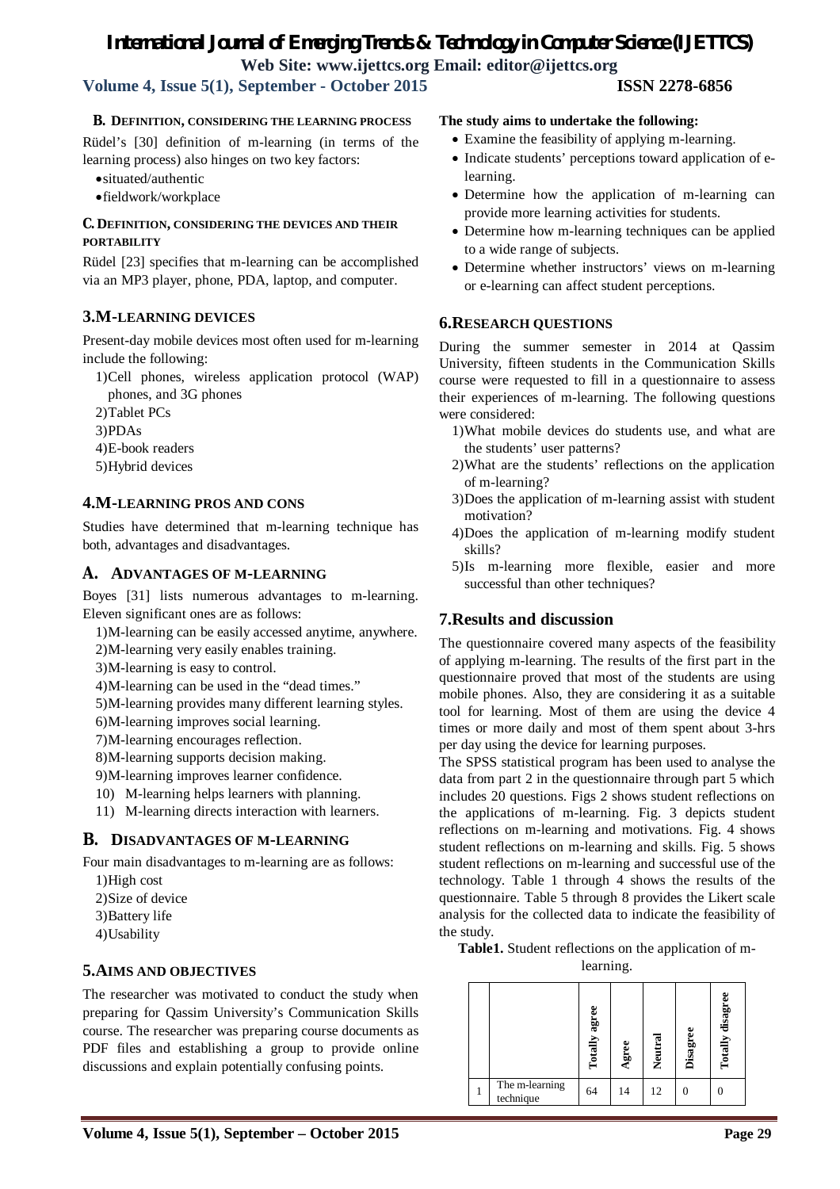### B. Definition, considering the learning process

Rüdel's [30] definition of m-learning (in terms of the learning process) also hinges on two key factors:

- situated/authentic
- fieldwork/workplace

### C. Definition, considering the devices and their portability

Rüdel [23] specifies that m-learning can be accomplished via an MP3 player, phone, PDA, laptop, and computer.

## 3.M-Learning Devices

Present-day mobile devices most often used for m-learning include the following:

1) Cell phones, wireless application protocol (WAP) phones, and 3G phones
2) Tablet PCs
3) PDAs
4) E-book readers
5) Hybrid devices

## 4.M-Learning Pros and Cons

Studies have determined that m-learning technique has both, advantages and disadvantages.

### A. Advantages of M-Learning

Boyes [31] lists numerous advantages to m-learning. Eleven significant ones are as follows:

1) M-learning can be easily accessed anytime, anywhere.
2) M-learning very easily enables training.
3) M-learning is easy to control.
4) M-learning can be used in the "dead times."
5) M-learning provides many different learning styles.
6) M-learning improves social learning.
7) M-learning encourages reflection.
8) M-learning supports decision making.
9) M-learning improves learner confidence.
10) M-learning helps learners with planning.
11) M-learning directs interaction with learners.

### B. Disadvantages of M-Learning

Four main disadvantages to m-learning are as follows:

1) High cost
2) Size of device
3) Battery life
4) Usability

## 5.Aims and Objectives

The researcher was motivated to conduct the study when preparing for Qassim University's Communication Skills course. The researcher was preparing course documents as PDF files and establishing a group to provide online discussions and explain potentially confusing points.

**The study aims to undertake the following:**

- Examine the feasibility of applying m-learning.
- Indicate students' perceptions toward application of e-learning.
- Determine how the application of m-learning can provide more learning activities for students.
- Determine how m-learning techniques can be applied to a wide range of subjects.
- Determine whether instructors' views on m-learning or e-learning can affect student perceptions.

## 6.Research Questions

During the summer semester in 2014 at Qassim University, fifteen students in the Communication Skills course were requested to fill in a questionnaire to assess their experiences of m-learning. The following questions were considered:

1) What mobile devices do students use, and what are the students' user patterns?
2) What are the students' reflections on the application of m-learning?
3) Does the application of m-learning assist with student motivation?
4) Does the application of m-learning modify student skills?
5) Is m-learning more flexible, easier and more successful than other techniques?

## 7.Results and discussion

The questionnaire covered many aspects of the feasibility of applying m-learning. The results of the first part in the questionnaire proved that most of the students are using mobile phones. Also, they are considering it as a suitable tool for learning. Most of them are using the device 4 times or more daily and most of them spent about 3-hrs per day using the device for learning purposes.

The SPSS statistical program has been used to analyse the data from part 2 in the questionnaire through part 5 which includes 20 questions. Figs 2 shows student reflections on the applications of m-learning. Fig. 3 depicts student reflections on m-learning and motivations. Fig. 4 shows student reflections on m-learning and skills. Fig. 5 shows student reflections on m-learning and successful use of the technology. Table 1 through 4 shows the results of the questionnaire. Table 5 through 8 provides the Likert scale analysis for the collected data to indicate the feasibility of the study.

**Table1.** Student reflections on the application of m-learning.

| | | Totally agree | Agree | Neutral | Disagree | Totally disagree |
|---|---|---|---|---|---|---|
| 1 | The m-learning technique | 64 | 14 | 12 | 0 | 0 |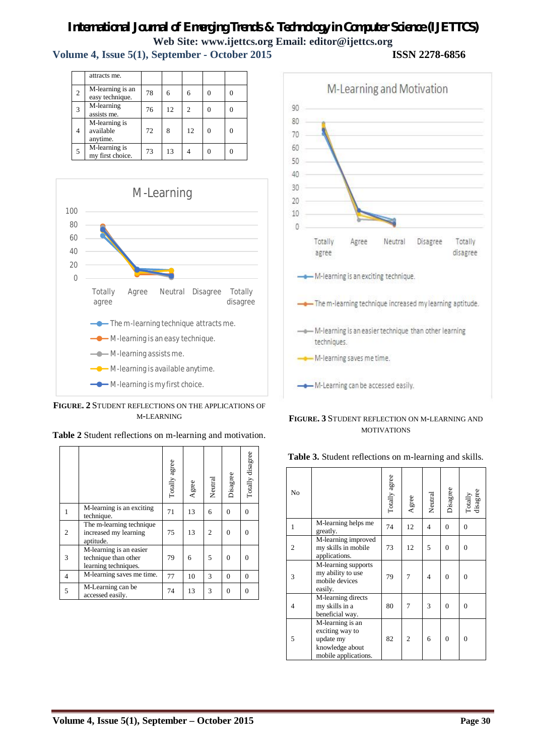| | | | | | | |
|---|---|---|---|---|---|---|
| | attracts me. | | | | | |
| 2 | M-learning is an easy technique. | 78 | 6 | 6 | 0 | 0 |
| 3 | M-learning assists me. | 76 | 12 | 2 | 0 | 0 |
| 4 | M-learning is available anytime. | 72 | 8 | 12 | 0 | 0 |
| 5 | M-learning is my first choice. | 73 | 13 | 4 | 0 | 0 |

**FIGURE. 2** STUDENT REFLECTIONS ON THE APPLICATIONS OF M-LEARNING

**Table 2** Student reflections on m-learning and motivation.

| | | Totally agree | Agree | Neutral | Disagree | Totally disagree |
|---|---|---|---|---|---|---|
| 1 | M-learning is an exciting technique. | 71 | 13 | 6 | 0 | 0 |
| 2 | The m-learning technique increased my learning aptitude. | 75 | 13 | 2 | 0 | 0 |
| 3 | M-learning is an easier technique than other learning techniques. | 79 | 6 | 5 | 0 | 0 |
| 4 | M-learning saves me time. | 77 | 10 | 3 | 0 | 0 |
| 5 | M-Learning can be accessed easily. | 74 | 13 | 3 | 0 | 0 |

**FIGURE. 3** STUDENT REFLECTION ON M-LEARNING AND MOTIVATIONS

**Table 3.** Student reflections on m-learning and skills.

| No | | Totally agree | Agree | Neutral | Disagree | Totally disagree |
|---|---|---|---|---|---|---|
| 1 | M-learning helps me greatly. | 74 | 12 | 4 | 0 | 0 |
| 2 | M-learning improved my skills in mobile applications. | 73 | 12 | 5 | 0 | 0 |
| 3 | M-learning supports my ability to use mobile devices easily. | 79 | 7 | 4 | 0 | 0 |
| 4 | M-learning directs my skills in a beneficial way. | 80 | 7 | 3 | 0 | 0 |
| 5 | M-learning is an exciting way to update my knowledge about mobile applications. | 82 | 2 | 6 | 0 | 0 |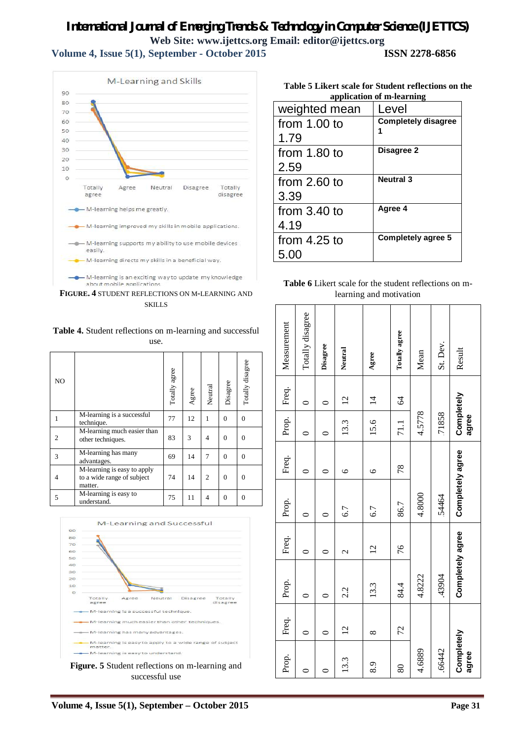M-Learning and Skills

**FIGURE. 4** STUDENT REFLECTIONS ON M-LEARNING AND SKILLS

**Table 4.** Student reflections on m-learning and successful use.

| NO | | Totally agree | Agree | Neutral | Disagree | Totally disagree |
|---|---|---|---|---|---|---|
| 1 | M-learning is a successful technique. | 77 | 12 | 1 | 0 | 0 |
| 2 | M-learning much easier than other techniques. | 83 | 3 | 4 | 0 | 0 |
| 3 | M-learning has many advantages. | 69 | 14 | 7 | 0 | 0 |
| 4 | M-learning is easy to apply to a wide range of subject matter. | 74 | 14 | 2 | 0 | 0 |
| 5 | M-learning is easy to understand. | 75 | 11 | 4 | 0 | 0 |

M-Learning and Successful

**Figure. 5** Student reflections on m-learning and successful use

**Table 5 Likert scale for Student reflections on the application of m-learning**

| weighted mean | Level |
|---|---|
| from 1.00 to 1.79 | **Completely disagree 1** |
| from 1.80 to 2.59 | **Disagree 2** |
| from 2.60 to 3.39 | **Neutral 3** |
| from 3.40 to 4.19 | **Agree 4** |
| from 4.25 to 5.00 | **Completely agree 5** |

**Table 6** Likert scale for the student reflections on m-learning and motivation

| Measurement | Totally disagree | Disagree | Neutral | Agree | Totally agree | Mean | St. Dev. | Result |
|---|---|---|---|---|---|---|---|---|
| Freq. | 0 | 0 | 12 | 14 | 64 | 4.5778 | .71858 | **Completely agree** |
| Prop. | 0 | 0 | 13.3 | 15.6 | 71.1 | | | |
| Freq. | 0 | 0 | 6 | 6 | 78 | 4.8000 | .54464 | **Completely agree** |
| Prop. | 0 | 0 | 6.7 | 6.7 | 86.7 | | | |
| Freq. | 0 | 0 | 2 | 12 | 76 | 4.8222 | .43904 | **Completely agree** |
| Prop. | 0 | 0 | 2.2 | 13.3 | 84.4 | | | |
| Freq. | 0 | 0 | 12 | 8 | 72 | 4.6889 | .66442 | **Completely agree** |
| Prop. | 0 | 0 | 13.3 | 8.9 | 80 | | | |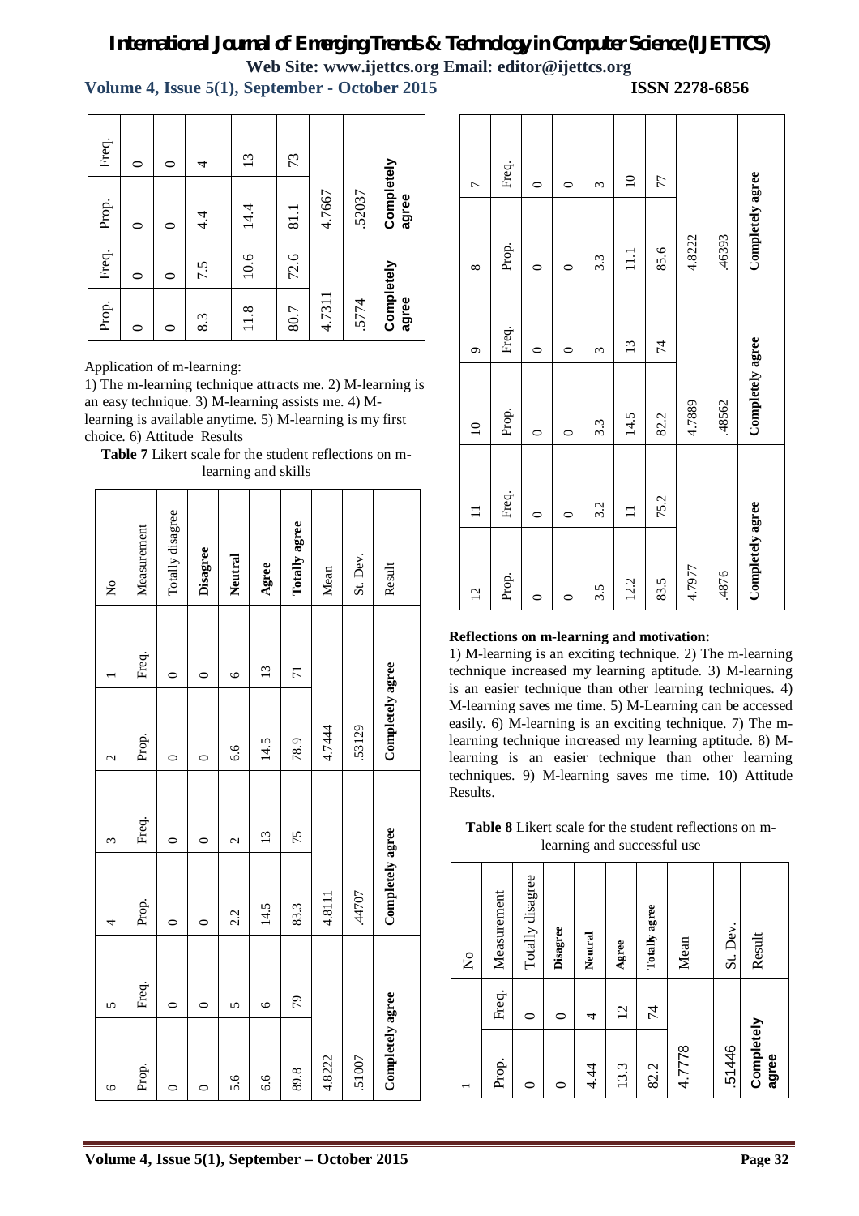| Prop. | Freq. | Prop. | Freq. |
|---|---|---|---|
| 0 | 0 | 0 | 0 |
| 0 | 0 | 0 | 0 |
| 8.3 | 7.5 | 4.4 | 4 |
| 11.8 | 10.6 | 14.4 | 13 |
| 80.7 | 72.6 | 81.1 | 73 |
| 4.7311 | | 4.7667 | |
| .5774 | | .52037 | |
| Completely agree | | Completely agree | |

Application of m-learning:

1) The m-learning technique attracts me. 2) M-learning is an easy technique. 3) M-learning assists me. 4) M-learning is available anytime. 5) M-learning is my first choice. 6) Attitude Results

**Table 7** Likert scale for the student reflections on m-learning and skills

| No | 1 | 2 | 3 | 4 | 5 | 6 |
|---|---|---|---|---|---|---|
| Measurement | Freq. | Prop. | Freq. | Prop. | Freq. | Prop. |
| Totally disagree | 0 | 0 | 0 | 0 | 0 | 0 |
| **Disagree** | 0 | 0 | 0 | 0 | 0 | 0 |
| **Neutral** | 6 | 6.6 | 2 | 2.2 | 5 | 5.6 |
| **Agree** | 13 | 14.5 | 13 | 14.5 | 6 | 6.6 |
| **Totally agree** | 71 | 78.9 | 75 | 83.3 | 79 | 89.8 |
| Mean | | 4.7444 | | 4.8111 | | 4.8222 |
| St. Dev. | | .53129 | | .44707 | | .51007 |
| Result | | Completely agree | | Completely agree | | Completely agree |

| 7 | 8 | 9 | 10 | 11 | 12 |
|---|---|---|---|---|---|
| Freq. | Prop. | Freq. | Prop. | Freq. | Prop. |
| 0 | 0 | 0 | 0 | 0 | 0 |
| 0 | 0 | 0 | 0 | 0 | 0 |
| 3 | 3.3 | 3 | 3.3 | 3.2 | 3.5 |
| 10 | 11.1 | 13 | 14.5 | 11 | 12.2 |
| 77 | 85.6 | 74 | 82.2 | 75.2 | 83.5 |
| | 4.8222 | | 4.7889 | | 4.7977 |
| | .46393 | | .48562 | | .4876 |
| | Completely agree | | Completely agree | | Completely agree |

**Reflections on m-learning and motivation:**

1) M-learning is an exciting technique. 2) The m-learning technique increased my learning aptitude. 3) M-learning is an easier technique than other learning techniques. 4) M-learning saves me time. 5) M-Learning can be accessed easily. 6) M-learning is an exciting technique. 7) The m-learning technique increased my learning aptitude. 8) M-learning is an easier technique than other learning techniques. 9) M-learning saves me time. 10) Attitude Results.

**Table 8** Likert scale for the student reflections on m-learning and successful use

| No | 1 | |
|---|---|---|
| Measurement | Freq. | Prop. |
| Totally disagree | 0 | 0 |
| **Disagree** | 0 | 0 |
| **Neutral** | 4 | 4.44 |
| **Agree** | 12 | 13.3 |
| **Totally agree** | 74 | 82.2 |
| Mean | | 4.7778 |
| St. Dev. | | .51446 |
| Result | | Completely agree |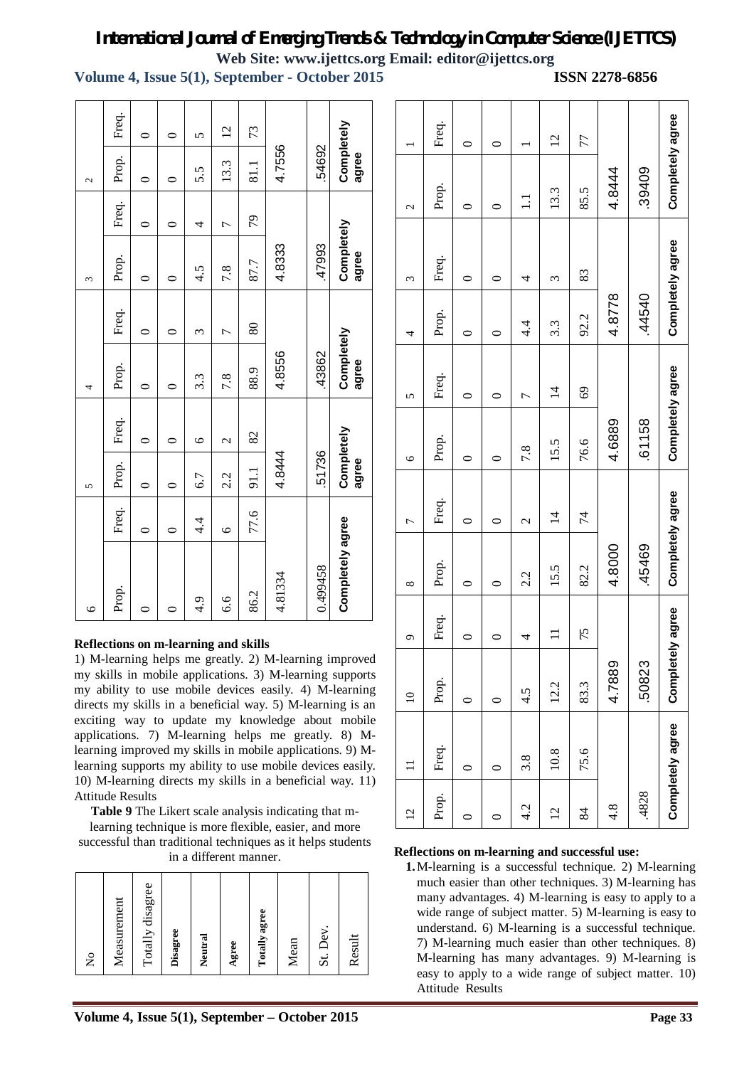| No | Measurement | Totally disagree | Disagree | Neutral | Agree | Totally agree | Mean | St. Dev. | Result |
|---|---|---|---|---|---|---|---|---|---|
| 6 | Prop. | 0 | 0 | 4.9 | 6.6 | 86.2 | 4.81334 | 0.499458 | Completely agree |
| | Freq. | 0 | 0 | 4.4 | 6 | 77.6 | | | |
| 5 | Prop. | 0 | 0 | 6.7 | 2.2 | 91.1 | 4.8444 | .51736 | Completely agree |
| | Freq. | 0 | 0 | 6 | 2 | 82 | | | |
| 4 | Prop. | 0 | 0 | 3.3 | 7.8 | 88.9 | 4.8556 | .43862 | Completely agree |
| | Freq. | 0 | 0 | 3 | 7 | 80 | | | |
| 3 | Prop. | 0 | 0 | 4.5 | 7.8 | 87.7 | 4.8333 | .47993 | Completely agree |
| | Freq. | 0 | 0 | 4 | 7 | 79 | | | |
| 2 | Prop. | 0 | 0 | 5.5 | 13.3 | 81.1 | 4.7556 | .54692 | Completely agree |
| | Freq. | 0 | 0 | 5 | 12 | 73 | | | |

**Reflections on m-learning and skills**

1) M-learning helps me greatly. 2) M-learning improved my skills in mobile applications. 3) M-learning supports my ability to use mobile devices easily. 4) M-learning directs my skills in a beneficial way. 5) M-learning is an exciting way to update my knowledge about mobile applications. 7) M-learning helps me greatly. 8) M-learning improved my skills in mobile applications. 9) M-learning supports my ability to use mobile devices easily. 10) M-learning directs my skills in a beneficial way. 11) Attitude Results

**Table 9** The Likert scale analysis indicating that m-learning technique is more flexible, easier, and more successful than traditional techniques as it helps students in a different manner.

| No | Measurement | Totally disagree | Disagree | Neutral | Agree | Totally agree | Mean | St. Dev. | Result |
|---|---|---|---|---|---|---|---|---|---|
| 12 | Prop. | 0 | 0 | 4.2 | 12 | 84 | 4.8 | .4828 | Completely agree |
| 11 | Freq. | 0 | 0 | 3.8 | 10.8 | 75.6 | | | |
| 10 | Prop. | 0 | 0 | 4.5 | 12.2 | 83.3 | 4.7889 | .50823 | Completely agree |
| 9 | Freq. | 0 | 0 | 4 | 11 | 75 | | | |
| 8 | Prop. | 0 | 0 | 2.2 | 15.5 | 82.2 | 4.8000 | .45469 | Completely agree |
| 7 | Freq. | 0 | 0 | 2 | 14 | 74 | | | |
| 6 | Prop. | 0 | 0 | 7.8 | 15.5 | 76.6 | 4.6889 | .61158 | Completely agree |
| 5 | Freq. | 0 | 0 | 7 | 14 | 69 | | | |
| 4 | Prop. | 0 | 0 | 4.4 | 3.3 | 92.2 | 4.8778 | .44540 | Completely agree |
| 3 | Freq. | 0 | 0 | 4 | 3 | 83 | | | |
| 2 | Prop. | 0 | 0 | 1.1 | 13.3 | 85.5 | 4.8444 | .39409 | Completely agree |
| 1 | Freq. | 0 | 0 | 1 | 12 | 77 | | | |

**Reflections on m-learning and successful use:**

1. M-learning is a successful technique. 2) M-learning much easier than other techniques. 3) M-learning has many advantages. 4) M-learning is easy to apply to a wide range of subject matter. 5) M-learning is easy to understand. 6) M-learning is a successful technique. 7) M-learning much easier than other techniques. 8) M-learning has many advantages. 9) M-learning is easy to apply to a wide range of subject matter. 10) Attitude Results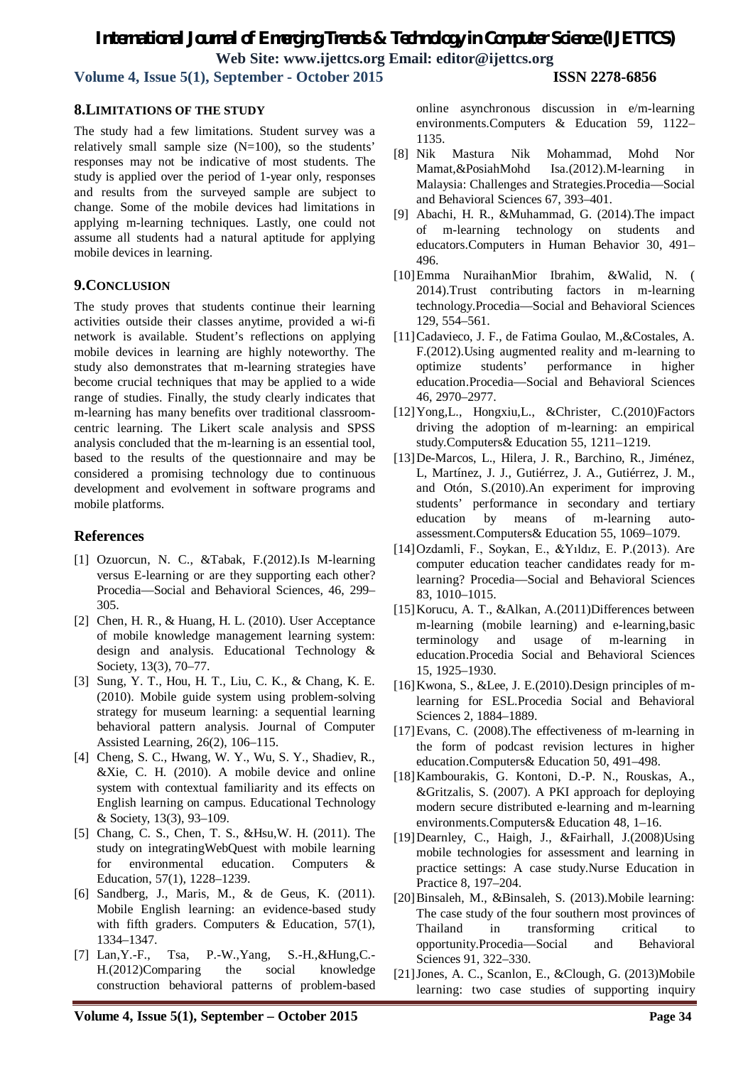## 8. LIMITATIONS OF THE STUDY

The study had a few limitations. Student survey was a relatively small sample size (N=100), so the students' responses may not be indicative of most students. The study is applied over the period of 1-year only, responses and results from the surveyed sample are subject to change. Some of the mobile devices had limitations in applying m-learning techniques. Lastly, one could not assume all students had a natural aptitude for applying mobile devices in learning.

## 9. CONCLUSION

The study proves that students continue their learning activities outside their classes anytime, provided a wi-fi network is available. Student's reflections on applying mobile devices in learning are highly noteworthy. The study also demonstrates that m-learning strategies have become crucial techniques that may be applied to a wide range of studies. Finally, the study clearly indicates that m-learning has many benefits over traditional classroom-centric learning. The Likert scale analysis and SPSS analysis concluded that the m-learning is an essential tool, based to the results of the questionnaire and may be considered a promising technology due to continuous development and evolvement in software programs and mobile platforms.

## References

[1] Ozuorcun, N. C., &Tabak, F.(2012).Is M-learning versus E-learning or are they supporting each other? Procedia—Social and Behavioral Sciences, 46, 299–305.

[2] Chen, H. R., & Huang, H. L. (2010). User Acceptance of mobile knowledge management learning system: design and analysis. Educational Technology & Society, 13(3), 70–77.

[3] Sung, Y. T., Hou, H. T., Liu, C. K., & Chang, K. E. (2010). Mobile guide system using problem-solving strategy for museum learning: a sequential learning behavioral pattern analysis. Journal of Computer Assisted Learning, 26(2), 106–115.

[4] Cheng, S. C., Hwang, W. Y., Wu, S. Y., Shadiev, R., &Xie, C. H. (2010). A mobile device and online system with contextual familiarity and its effects on English learning on campus. Educational Technology & Society, 13(3), 93–109.

[5] Chang, C. S., Chen, T. S., &Hsu,W. H. (2011). The study on integratingWebQuest with mobile learning for environmental education. Computers & Education, 57(1), 1228–1239.

[6] Sandberg, J., Maris, M., & de Geus, K. (2011). Mobile English learning: an evidence-based study with fifth graders. Computers & Education, 57(1), 1334–1347.

[7] Lan,Y.-F., Tsa, P.-W.,Yang, S.-H.,&Hung,C.-H.(2012)Comparing the social knowledge construction behavioral patterns of problem-based online asynchronous discussion in e/m-learning environments.Computers & Education 59, 1122–1135.

[8] Nik Mastura Nik Mohammad, Mohd Nor Mamat,&PosiahMohd Isa.(2012).M-learning in Malaysia: Challenges and Strategies.Procedia—Social and Behavioral Sciences 67, 393–401.

[9] Abachi, H. R., &Muhammad, G. (2014).The impact of m-learning technology on students and educators.Computers in Human Behavior 30, 491–496.

[10] Emma NuraihanMior Ibrahim, &Walid, N. ( 2014).Trust contributing factors in m-learning technology.Procedia—Social and Behavioral Sciences 129, 554–561.

[11] Cadavieco, J. F., de Fatima Goulao, M.,&Costales, A. F.(2012).Using augmented reality and m-learning to optimize students' performance in higher education.Procedia—Social and Behavioral Sciences 46, 2970–2977.

[12] Yong,L., Hongxiu,L., &Christer, C.(2010)Factors driving the adoption of m-learning: an empirical study.Computers& Education 55, 1211–1219.

[13] De-Marcos, L., Hilera, J. R., Barchino, R., Jiménez, L, Martínez, J. J., Gutiérrez, J. A., Gutiérrez, J. M., and Otón, S.(2010).An experiment for improving students' performance in secondary and tertiary education by means of m-learning auto-assessment.Computers& Education 55, 1069–1079.

[14] Ozdamli, F., Soykan, E., &Yıldız, E. P.(2013). Are computer education teacher candidates ready for m-learning? Procedia—Social and Behavioral Sciences 83, 1010–1015.

[15] Korucu, A. T., &Alkan, A.(2011)Differences between m-learning (mobile learning) and e-learning,basic terminology and usage of m-learning in education.Procedia Social and Behavioral Sciences 15, 1925–1930.

[16] Kwona, S., &Lee, J. E.(2010).Design principles of m-learning for ESL.Procedia Social and Behavioral Sciences 2, 1884–1889.

[17] Evans, C. (2008).The effectiveness of m-learning in the form of podcast revision lectures in higher education.Computers& Education 50, 491–498.

[18] Kambourakis, G. Kontoni, D.-P. N., Rouskas, A., &Gritzalis, S. (2007). A PKI approach for deploying modern secure distributed e-learning and m-learning environments.Computers& Education 48, 1–16.

[19] Dearnley, C., Haigh, J., &Fairhall, J.(2008)Using mobile technologies for assessment and learning in practice settings: A case study.Nurse Education in Practice 8, 197–204.

[20] Binsaleh, M., &Binsaleh, S. (2013).Mobile learning: The case study of the four southern most provinces of Thailand in transforming critical to opportunity.Procedia—Social and Behavioral Sciences 91, 322–330.

[21] Jones, A. C., Scanlon, E., &Clough, G. (2013)Mobile learning: two case studies of supporting inquiry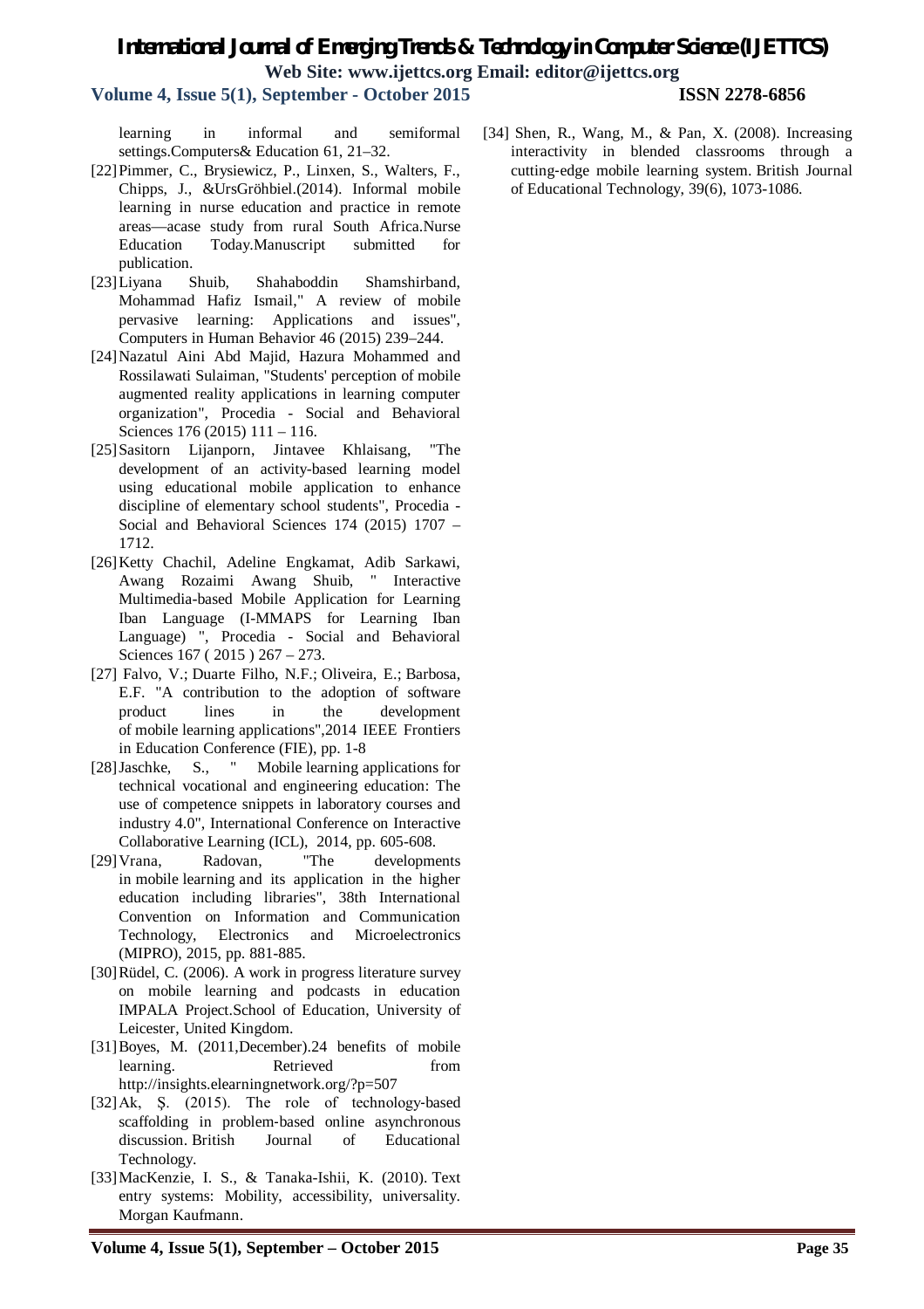learning in informal and semiformal settings.Computers& Education 61, 21–32.

[22] Pimmer, C., Brysiewicz, P., Linxen, S., Walters, F., Chipps, J., &UrsGröhbiel.(2014). Informal mobile learning in nurse education and practice in remote areas—acase study from rural South Africa.Nurse Education Today.Manuscript submitted for publication.

[23] Liyana Shuib, Shahaboddin Shamshirband, Mohammad Hafiz Ismail," A review of mobile pervasive learning: Applications and issues", Computers in Human Behavior 46 (2015) 239–244.

[24] Nazatul Aini Abd Majid, Hazura Mohammed and Rossilawati Sulaiman, "Students' perception of mobile augmented reality applications in learning computer organization", Procedia - Social and Behavioral Sciences 176 (2015) 111 – 116.

[25] Sasitorn Lijanporn, Jintavee Khlaisang, "The development of an activity-based learning model using educational mobile application to enhance discipline of elementary school students", Procedia - Social and Behavioral Sciences 174 (2015) 1707 – 1712.

[26] Ketty Chachil, Adeline Engkamat, Adib Sarkawi, Awang Rozaimi Awang Shuib, " Interactive Multimedia-based Mobile Application for Learning Iban Language (I-MMAPS for Learning Iban Language) ", Procedia - Social and Behavioral Sciences 167 ( 2015 ) 267 – 273.

[27] Falvo, V.; Duarte Filho, N.F.; Oliveira, E.; Barbosa, E.F. "A contribution to the adoption of software product lines in the development of mobile learning applications",2014 IEEE Frontiers in Education Conference (FIE), pp. 1-8

[28] Jaschke, S., " Mobile learning applications for technical vocational and engineering education: The use of competence snippets in laboratory courses and industry 4.0", International Conference on Interactive Collaborative Learning (ICL), 2014, pp. 605-608.

[29] Vrana, Radovan, "The developments in mobile learning and its application in the higher education including libraries", 38th International Convention on Information and Communication Technology, Electronics and Microelectronics (MIPRO), 2015, pp. 881-885.

[30] Rüdel, C. (2006). A work in progress literature survey on mobile learning and podcasts in education IMPALA Project.School of Education, University of Leicester, United Kingdom.

[31] Boyes, M. (2011,December).24 benefits of mobile learning. Retrieved from http://insights.elearningnetwork.org/?p=507

[32] Ak, Ş. (2015). The role of technology-based scaffolding in problem-based online asynchronous discussion. British Journal of Educational Technology.

[33] MacKenzie, I. S., & Tanaka-Ishii, K. (2010). Text entry systems: Mobility, accessibility, universality. Morgan Kaufmann.

[34] Shen, R., Wang, M., & Pan, X. (2008). Increasing interactivity in blended classrooms through a cutting-edge mobile learning system. British Journal of Educational Technology, 39(6), 1073-1086.